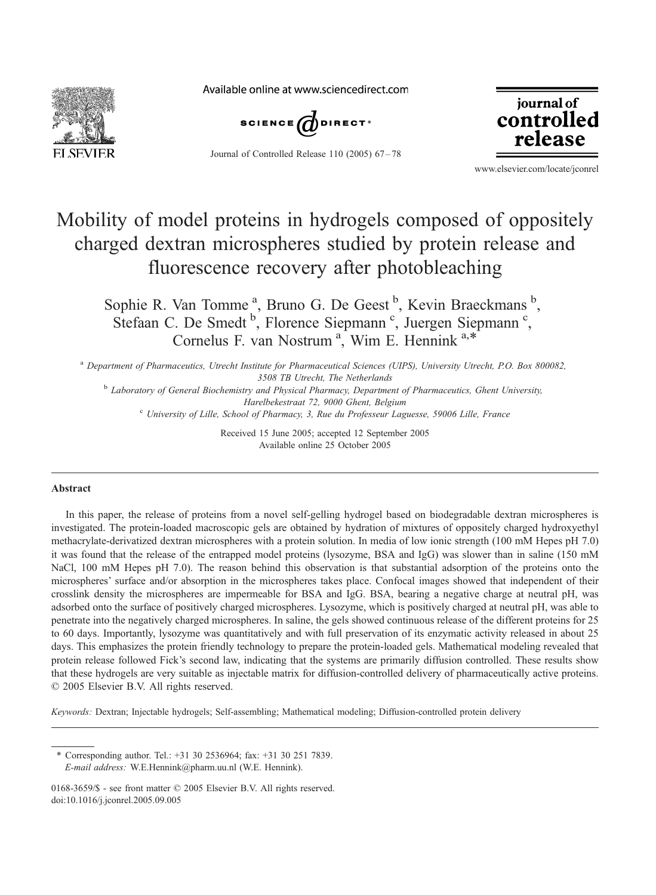# Mobility of model proteins in hydrogels composed of oppositely charged dextran microspheres studied by protein release and fluorescence recovery after photobleaching

Sophie R. Van Tomme [a], Bruno G. De Geest [b], Kevin Braeckmans [b], Stefaan C. De Smedt [b], Florence Siepmann [c], Juergen Siepmann [c], Cornelus F. van Nostrum [a], Wim E. Hennink [a,*]

[a] Department of Pharmaceutics, Utrecht Institute for Pharmaceutical Sciences (UIPS), University Utrecht, P.O. Box 800082, 3508 TB Utrecht, The Netherlands

[b] Laboratory of General Biochemistry and Physical Pharmacy, Department of Pharmaceutics, Ghent University, Harelbekestraat 72, 9000 Ghent, Belgium

[c] University of Lille, School of Pharmacy, 3, Rue du Professeur Laguesse, 59006 Lille, France

Received 15 June 2005; accepted 12 September 2005

Available online 25 October 2005

## Abstract

In this paper, the release of proteins from a novel self-gelling hydrogel based on biodegradable dextran microspheres is investigated. The protein-loaded macroscopic gels are obtained by hydration of mixtures of oppositely charged hydroxyethyl methacrylate-derivatized dextran microspheres with a protein solution. In media of low ionic strength (100 mM Hepes pH 7.0) it was found that the release of the entrapped model proteins (lysozyme, BSA and IgG) was slower than in saline (150 mM NaCl, 100 mM Hepes pH 7.0). The reason behind this observation is that substantial adsorption of the proteins onto the microspheres' surface and/or absorption in the microspheres takes place. Confocal images showed that independent of their crosslink density the microspheres are impermeable for BSA and IgG. BSA, bearing a negative charge at neutral pH, was adsorbed onto the surface of positively charged microspheres. Lysozyme, which is positively charged at neutral pH, was able to penetrate into the negatively charged microspheres. In saline, the gels showed continuous release of the different proteins for 25 to 60 days. Importantly, lysozyme was quantitatively and with full preservation of its enzymatic activity released in about 25 days. This emphasizes the protein friendly technology to prepare the protein-loaded gels. Mathematical modeling revealed that protein release followed Fick's second law, indicating that the systems are primarily diffusion controlled. These results show that these hydrogels are very suitable as injectable matrix for diffusion-controlled delivery of pharmaceutically active proteins.
© 2005 Elsevier B.V. All rights reserved.

*Keywords:* Dextran; Injectable hydrogels; Self-assembling; Mathematical modeling; Diffusion-controlled protein delivery

* Corresponding author. Tel.: +31 30 2536964; fax: +31 30 251 7839.
*E-mail address:* W.E.Hennink@pharm.uu.nl (W.E. Hennink).

0168-3659/$ - see front matter © 2005 Elsevier B.V. All rights reserved.
doi:10.1016/j.jconrel.2005.09.005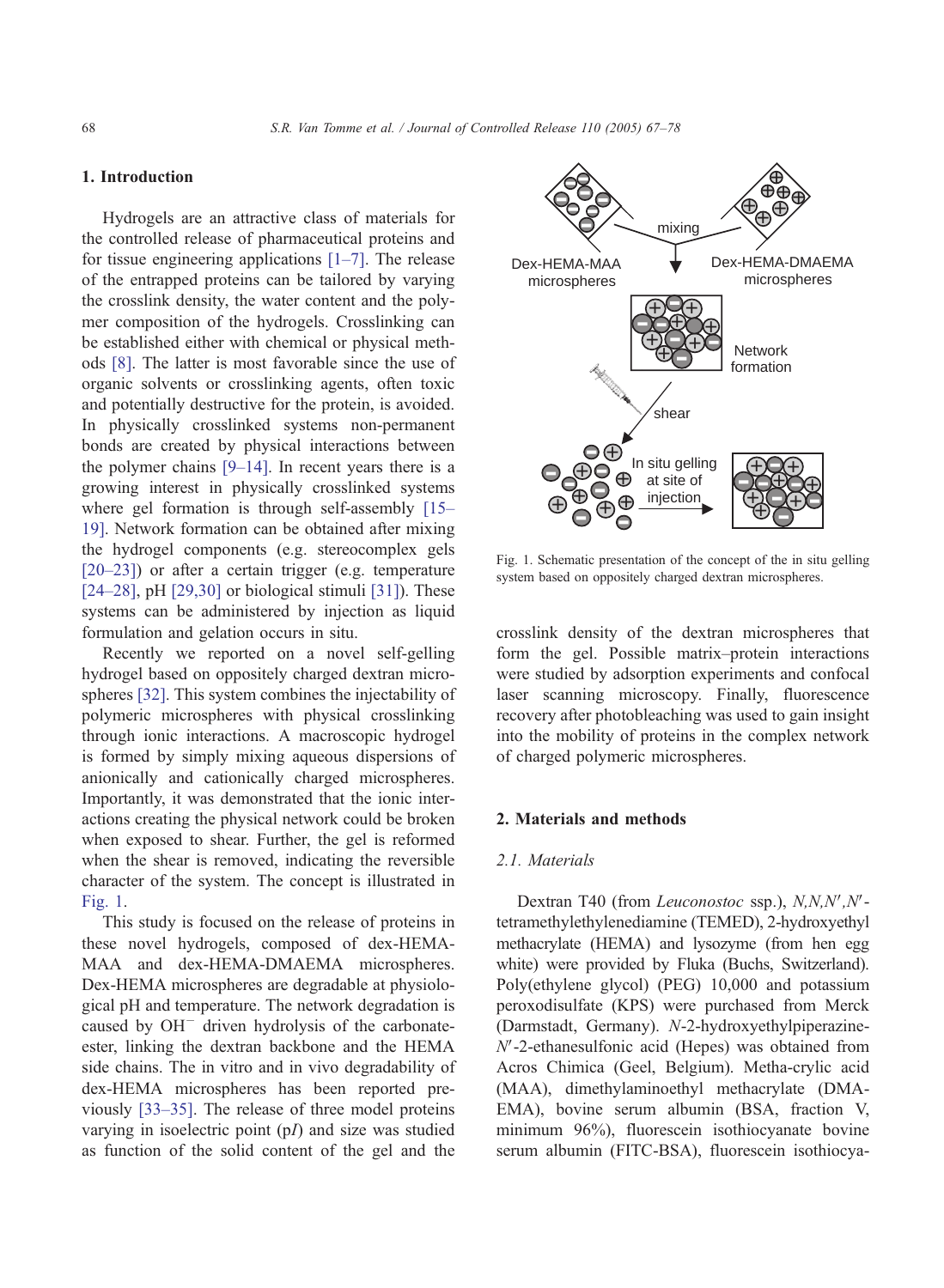## 1. Introduction

Hydrogels are an attractive class of materials for the controlled release of pharmaceutical proteins and for tissue engineering applications [1–7]. The release of the entrapped proteins can be tailored by varying the crosslink density, the water content and the polymer composition of the hydrogels. Crosslinking can be established either with chemical or physical methods [8]. The latter is most favorable since the use of organic solvents or crosslinking agents, often toxic and potentially destructive for the protein, is avoided. In physically crosslinked systems non-permanent bonds are created by physical interactions between the polymer chains [9–14]. In recent years there is a growing interest in physically crosslinked systems where gel formation is through self-assembly [15–19]. Network formation can be obtained after mixing the hydrogel components (e.g. stereocomplex gels [20–23]) or after a certain trigger (e.g. temperature [24–28], pH [29,30] or biological stimuli [31]). These systems can be administered by injection as liquid formulation and gelation occurs in situ.

Recently we reported on a novel self-gelling hydrogel based on oppositely charged dextran microspheres [32]. This system combines the injectability of polymeric microspheres with physical crosslinking through ionic interactions. A macroscopic hydrogel is formed by simply mixing aqueous dispersions of anionically and cationically charged microspheres. Importantly, it was demonstrated that the ionic interactions creating the physical network could be broken when exposed to shear. Further, the gel is reformed when the shear is removed, indicating the reversible character of the system. The concept is illustrated in Fig. 1.

Fig. 1. Schematic presentation of the concept of the in situ gelling system based on oppositely charged dextran microspheres.

This study is focused on the release of proteins in these novel hydrogels, composed of dex-HEMA-MAA and dex-HEMA-DMAEMA microspheres. Dex-HEMA microspheres are degradable at physiological pH and temperature. The network degradation is caused by $OH^-$ driven hydrolysis of the carbonate-ester, linking the dextran backbone and the HEMA side chains. The in vitro and in vivo degradability of dex-HEMA microspheres has been reported previously [33–35]. The release of three model proteins varying in isoelectric point (p*I*) and size was studied as function of the solid content of the gel and the crosslink density of the dextran microspheres that form the gel. Possible matrix–protein interactions were studied by adsorption experiments and confocal laser scanning microscopy. Finally, fluorescence recovery after photobleaching was used to gain insight into the mobility of proteins in the complex network of charged polymeric microspheres.

## 2. Materials and methods

### 2.1. Materials

Dextran T40 (from *Leuconostoc* ssp.), *N,N,N′,N′*-tetramethylethylenediamine (TEMED), 2-hydroxyethyl methacrylate (HEMA) and lysozyme (from hen egg white) were provided by Fluka (Buchs, Switzerland). Poly(ethylene glycol) (PEG) 10,000 and potassium peroxodisulfate (KPS) were purchased from Merck (Darmstadt, Germany). *N*-2-hydroxyethylpiperazine-*N′*-2-ethanesulfonic acid (Hepes) was obtained from Acros Chimica (Geel, Belgium). Metha-crylic acid (MAA), dimethylaminoethyl methacrylate (DMAEMA), bovine serum albumin (BSA, fraction V, minimum 96%), fluorescein isothiocyanate bovine serum albumin (FITC-BSA), fluorescein isothiocya-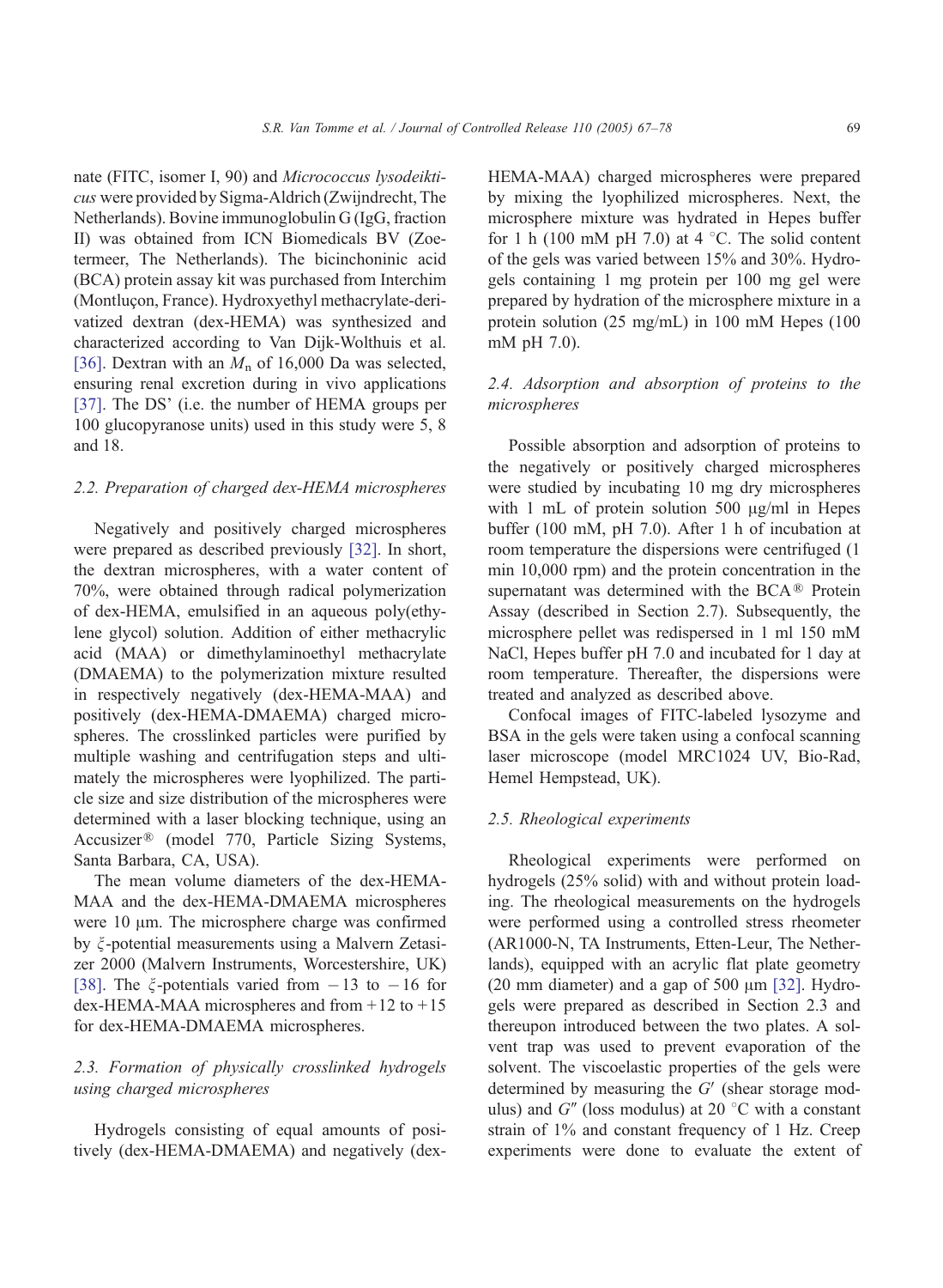nate (FITC, isomer I, 90) and *Micrococcus lysodeikticus* were provided by Sigma-Aldrich (Zwijndrecht, The Netherlands). Bovine immunoglobulin G (IgG, fraction II) was obtained from ICN Biomedicals BV (Zoetermeer, The Netherlands). The bicinchoninic acid (BCA) protein assay kit was purchased from Interchim (Montluçon, France). Hydroxyethyl methacrylate-derivatized dextran (dex-HEMA) was synthesized and characterized according to Van Dijk-Wolthuis et al. [36]. Dextran with an $M_n$ of 16,000 Da was selected, ensuring renal excretion during in vivo applications [37]. The DS' (i.e. the number of HEMA groups per 100 glucopyranose units) used in this study were 5, 8 and 18.

### 2.2. Preparation of charged dex-HEMA microspheres

Negatively and positively charged microspheres were prepared as described previously [32]. In short, the dextran microspheres, with a water content of 70%, were obtained through radical polymerization of dex-HEMA, emulsified in an aqueous poly(ethylene glycol) solution. Addition of either methacrylic acid (MAA) or dimethylaminoethyl methacrylate (DMAEMA) to the polymerization mixture resulted in respectively negatively (dex-HEMA-MAA) and positively (dex-HEMA-DMAEMA) charged microspheres. The crosslinked particles were purified by multiple washing and centrifugation steps and ultimately the microspheres were lyophilized. The particle size and size distribution of the microspheres were determined with a laser blocking technique, using an Accusizer® (model 770, Particle Sizing Systems, Santa Barbara, CA, USA).

The mean volume diameters of the dex-HEMA-MAA and the dex-HEMA-DMAEMA microspheres were 10 μm. The microsphere charge was confirmed by $\xi$-potential measurements using a Malvern Zetasizer 2000 (Malvern Instruments, Worcestershire, UK) [38]. The $\xi$-potentials varied from $-13$ to $-16$ for dex-HEMA-MAA microspheres and from $+12$ to $+15$ for dex-HEMA-DMAEMA microspheres.

### 2.3. Formation of physically crosslinked hydrogels using charged microspheres

Hydrogels consisting of equal amounts of positively (dex-HEMA-DMAEMA) and negatively (dex-HEMA-MAA) charged microspheres were prepared by mixing the lyophilized microspheres. Next, the microsphere mixture was hydrated in Hepes buffer for 1 h (100 mM pH 7.0) at 4 °C. The solid content of the gels was varied between 15% and 30%. Hydrogels containing 1 mg protein per 100 mg gel were prepared by hydration of the microsphere mixture in a protein solution (25 mg/mL) in 100 mM Hepes (100 mM pH 7.0).

### 2.4. Adsorption and absorption of proteins to the microspheres

Possible absorption and adsorption of proteins to the negatively or positively charged microspheres were studied by incubating 10 mg dry microspheres with 1 mL of protein solution 500 μg/ml in Hepes buffer (100 mM, pH 7.0). After 1 h of incubation at room temperature the dispersions were centrifuged (1 min 10,000 rpm) and the protein concentration in the supernatant was determined with the BCA® Protein Assay (described in Section 2.7). Subsequently, the microsphere pellet was redispersed in 1 ml 150 mM NaCl, Hepes buffer pH 7.0 and incubated for 1 day at room temperature. Thereafter, the dispersions were treated and analyzed as described above.

Confocal images of FITC-labeled lysozyme and BSA in the gels were taken using a confocal scanning laser microscope (model MRC1024 UV, Bio-Rad, Hemel Hempstead, UK).

### 2.5. Rheological experiments

Rheological experiments were performed on hydrogels (25% solid) with and without protein loading. The rheological measurements on the hydrogels were performed using a controlled stress rheometer (AR1000-N, TA Instruments, Etten-Leur, The Netherlands), equipped with an acrylic flat plate geometry (20 mm diameter) and a gap of 500 μm [32]. Hydrogels were prepared as described in Section 2.3 and thereupon introduced between the two plates. A solvent trap was used to prevent evaporation of the solvent. The viscoelastic properties of the gels were determined by measuring the $G'$ (shear storage modulus) and $G''$ (loss modulus) at 20 °C with a constant strain of 1% and constant frequency of 1 Hz. Creep experiments were done to evaluate the extent of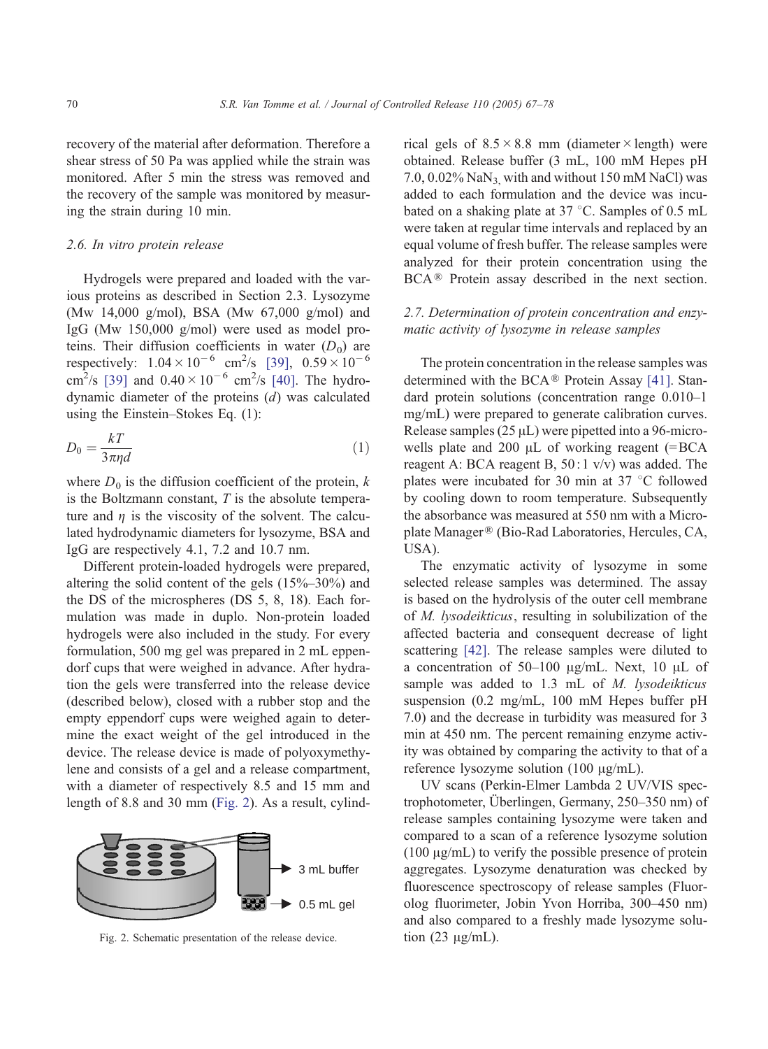recovery of the material after deformation. Therefore a shear stress of 50 Pa was applied while the strain was monitored. After 5 min the stress was removed and the recovery of the sample was monitored by measuring the strain during 10 min.

### *2.6. In vitro protein release*

Hydrogels were prepared and loaded with the various proteins as described in Section 2.3. Lysozyme (Mw 14,000 g/mol), BSA (Mw 67,000 g/mol) and IgG (Mw 150,000 g/mol) were used as model proteins. Their diffusion coefficients in water ($D_0$) are respectively: $1.04\times10^{-6}$ cm$^2$/s [39], $0.59\times10^{-6}$ cm$^2$/s [39] and $0.40\times10^{-6}$ cm$^2$/s [40]. The hydrodynamic diameter of the proteins ($d$) was calculated using the Einstein–Stokes Eq. (1):

$$D_0 = \frac{kT}{3\pi\eta d} \tag{1}$$

where $D_0$ is the diffusion coefficient of the protein, $k$ is the Boltzmann constant, $T$ is the absolute temperature and $\eta$ is the viscosity of the solvent. The calculated hydrodynamic diameters for lysozyme, BSA and IgG are respectively 4.1, 7.2 and 10.7 nm.

Different protein-loaded hydrogels were prepared, altering the solid content of the gels (15%–30%) and the DS of the microspheres (DS 5, 8, 18). Each formulation was made in duplo. Non-protein loaded hydrogels were also included in the study. For every formulation, 500 mg gel was prepared in 2 mL eppendorf cups that were weighed in advance. After hydration the gels were transferred into the release device (described below), closed with a rubber stop and the empty eppendorf cups were weighed again to determine the exact weight of the gel introduced in the device. The release device is made of polyoxymethylene and consists of a gel and a release compartment, with a diameter of respectively 8.5 and 15 mm and length of 8.8 and 30 mm (Fig. 2). As a result, cylindrical gels of $8.5\times8.8$ mm (diameter × length) were obtained. Release buffer (3 mL, 100 mM Hepes pH 7.0, 0.02% $NaN_3$, with and without 150 mM NaCl) was added to each formulation and the device was incubated on a shaking plate at 37 °C. Samples of 0.5 mL were taken at regular time intervals and replaced by an equal volume of fresh buffer. The release samples were analyzed for their protein concentration using the BCA® Protein assay described in the next section.

3 mL buffer

0.5 mL gel

Fig. 2. Schematic presentation of the release device.

### *2.7. Determination of protein concentration and enzymatic activity of lysozyme in release samples*

The protein concentration in the release samples was determined with the BCA® Protein Assay [41]. Standard protein solutions (concentration range 0.010–1 mg/mL) were prepared to generate calibration curves. Release samples (25 μL) were pipetted into a 96-microwells plate and 200 μL of working reagent (=BCA reagent A: BCA reagent B, 50 : 1 v/v) was added. The plates were incubated for 30 min at 37 °C followed by cooling down to room temperature. Subsequently the absorbance was measured at 550 nm with a Microplate Manager® (Bio-Rad Laboratories, Hercules, CA, USA).

The enzymatic activity of lysozyme in some selected release samples was determined. The assay is based on the hydrolysis of the outer cell membrane of *M. lysodeikticus*, resulting in solubilization of the affected bacteria and consequent decrease of light scattering [42]. The release samples were diluted to a concentration of 50–100 μg/mL. Next, 10 μL of sample was added to 1.3 mL of *M. lysodeikticus* suspension (0.2 mg/mL, 100 mM Hepes buffer pH 7.0) and the decrease in turbidity was measured for 3 min at 450 nm. The percent remaining enzyme activity was obtained by comparing the activity to that of a reference lysozyme solution (100 μg/mL).

UV scans (Perkin-Elmer Lambda 2 UV/VIS spectrophotometer, Überlingen, Germany, 250–350 nm) of release samples containing lysozyme were taken and compared to a scan of a reference lysozyme solution (100 μg/mL) to verify the possible presence of protein aggregates. Lysozyme denaturation was checked by fluorescence spectroscopy of release samples (Fluorolog fluorimeter, Jobin Yvon Horriba, 300–450 nm) and also compared to a freshly made lysozyme solution (23 μg/mL).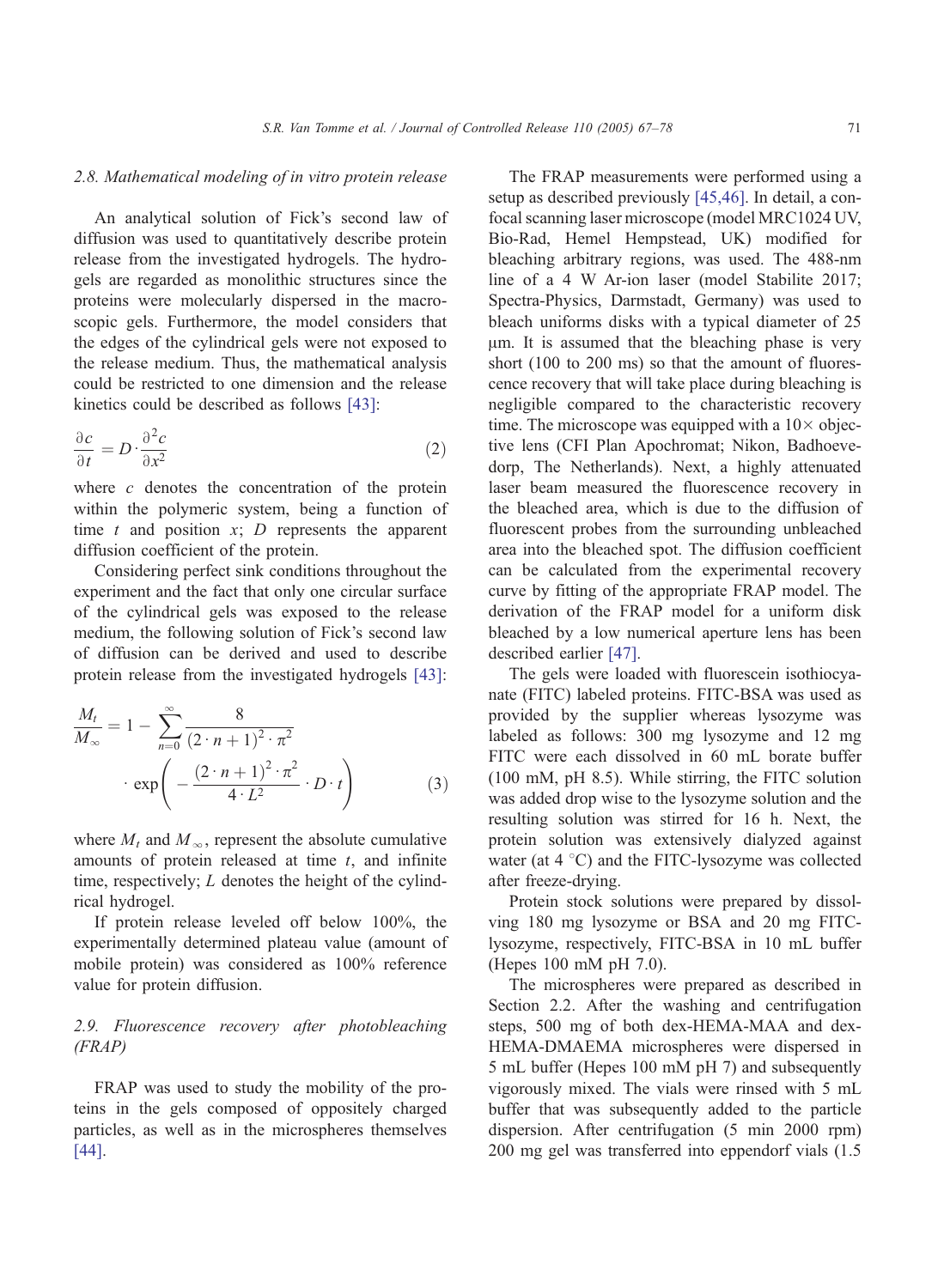### 2.8. Mathematical modeling of in vitro protein release

An analytical solution of Fick's second law of diffusion was used to quantitatively describe protein release from the investigated hydrogels. The hydrogels are regarded as monolithic structures since the proteins were molecularly dispersed in the macroscopic gels. Furthermore, the model considers that the edges of the cylindrical gels were not exposed to the release medium. Thus, the mathematical analysis could be restricted to one dimension and the release kinetics could be described as follows [43]:

$$\frac{\partial c}{\partial t} = D \cdot \frac{\partial^2 c}{\partial x^2} \tag{2}$$

where $c$ denotes the concentration of the protein within the polymeric system, being a function of time $t$ and position $x$; $D$ represents the apparent diffusion coefficient of the protein.

Considering perfect sink conditions throughout the experiment and the fact that only one circular surface of the cylindrical gels was exposed to the release medium, the following solution of Fick's second law of diffusion can be derived and used to describe protein release from the investigated hydrogels [43]:

$$\frac{M_t}{M_\infty} = 1 - \sum_{n=0}^{\infty} \frac{8}{(2 \cdot n + 1)^2 \cdot \pi^2} \cdot \exp\left( - \frac{(2 \cdot n + 1)^2 \cdot \pi^2}{4 \cdot L^2} \cdot D \cdot t \right) \tag{3}$$

where $M_t$ and $M_\infty$, represent the absolute cumulative amounts of protein released at time $t$, and infinite time, respectively; $L$ denotes the height of the cylindrical hydrogel.

If protein release leveled off below 100%, the experimentally determined plateau value (amount of mobile protein) was considered as 100% reference value for protein diffusion.

### 2.9. Fluorescence recovery after photobleaching (FRAP)

FRAP was used to study the mobility of the proteins in the gels composed of oppositely charged particles, as well as in the microspheres themselves [44].

The FRAP measurements were performed using a setup as described previously [45,46]. In detail, a confocal scanning laser microscope (model MRC1024 UV, Bio-Rad, Hemel Hempstead, UK) modified for bleaching arbitrary regions, was used. The 488-nm line of a 4 W Ar-ion laser (model Stabilite 2017; Spectra-Physics, Darmstadt, Germany) was used to bleach uniforms disks with a typical diameter of 25 μm. It is assumed that the bleaching phase is very short (100 to 200 ms) so that the amount of fluorescence recovery that will take place during bleaching is negligible compared to the characteristic recovery time. The microscope was equipped with a 10× objective lens (CFI Plan Apochromat; Nikon, Badhoevedorp, The Netherlands). Next, a highly attenuated laser beam measured the fluorescence recovery in the bleached area, which is due to the diffusion of fluorescent probes from the surrounding unbleached area into the bleached spot. The diffusion coefficient can be calculated from the experimental recovery curve by fitting of the appropriate FRAP model. The derivation of the FRAP model for a uniform disk bleached by a low numerical aperture lens has been described earlier [47].

The gels were loaded with fluorescein isothiocyanate (FITC) labeled proteins. FITC-BSA was used as provided by the supplier whereas lysozyme was labeled as follows: 300 mg lysozyme and 12 mg FITC were each dissolved in 60 mL borate buffer (100 mM, pH 8.5). While stirring, the FITC solution was added drop wise to the lysozyme solution and the resulting solution was stirred for 16 h. Next, the protein solution was extensively dialyzed against water (at 4 °C) and the FITC-lysozyme was collected after freeze-drying.

Protein stock solutions were prepared by dissolving 180 mg lysozyme or BSA and 20 mg FITC-lysozyme, respectively, FITC-BSA in 10 mL buffer (Hepes 100 mM pH 7.0).

The microspheres were prepared as described in Section 2.2. After the washing and centrifugation steps, 500 mg of both dex-HEMA-MAA and dex-HEMA-DMAEMA microspheres were dispersed in 5 mL buffer (Hepes 100 mM pH 7) and subsequently vigorously mixed. The vials were rinsed with 5 mL buffer that was subsequently added to the particle dispersion. After centrifugation (5 min 2000 rpm) 200 mg gel was transferred into eppendorf vials (1.5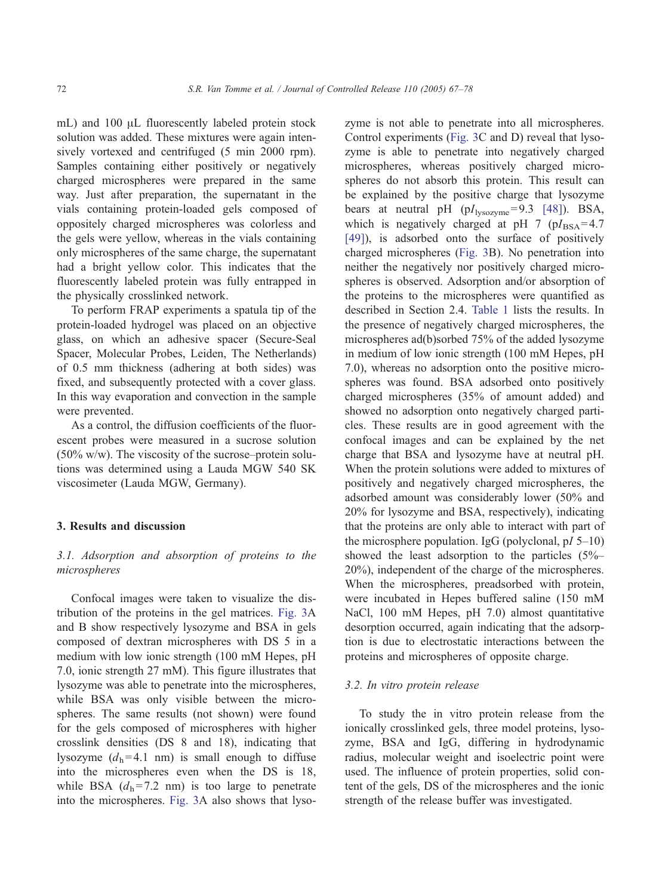mL) and 100 μL fluorescently labeled protein stock solution was added. These mixtures were again intensively vortexed and centrifuged (5 min 2000 rpm). Samples containing either positively or negatively charged microspheres were prepared in the same way. Just after preparation, the supernatant in the vials containing protein-loaded gels composed of oppositely charged microspheres was colorless and the gels were yellow, whereas in the vials containing only microspheres of the same charge, the supernatant had a bright yellow color. This indicates that the fluorescently labeled protein was fully entrapped in the physically crosslinked network.

To perform FRAP experiments a spatula tip of the protein-loaded hydrogel was placed on an objective glass, on which an adhesive spacer (Secure-Seal Spacer, Molecular Probes, Leiden, The Netherlands) of 0.5 mm thickness (adhering at both sides) was fixed, and subsequently protected with a cover glass. In this way evaporation and convection in the sample were prevented.

As a control, the diffusion coefficients of the fluorescent probes were measured in a sucrose solution (50% w/w). The viscosity of the sucrose–protein solutions was determined using a Lauda MGW 540 SK viscosimeter (Lauda MGW, Germany).

## 3. Results and discussion

### 3.1. Adsorption and absorption of proteins to the microspheres

Confocal images were taken to visualize the distribution of the proteins in the gel matrices. Fig. 3A and B show respectively lysozyme and BSA in gels composed of dextran microspheres with DS 5 in a medium with low ionic strength (100 mM Hepes, pH 7.0, ionic strength 27 mM). This figure illustrates that lysozyme was able to penetrate into the microspheres, while BSA was only visible between the microspheres. The same results (not shown) were found for the gels composed of microspheres with higher crosslink densities (DS 8 and 18), indicating that lysozyme ($d_h$ = 4.1 nm) is small enough to diffuse into the microspheres even when the DS is 18, while BSA ($d_h$ = 7.2 nm) is too large to penetrate into the microspheres. Fig. 3A also shows that lysozyme is not able to penetrate into all microspheres. Control experiments (Fig. 3C and D) reveal that lysozyme is able to penetrate into negatively charged microspheres, whereas positively charged microspheres do not absorb this protein. This result can be explained by the positive charge that lysozyme bears at neutral pH ($pI_{lysozyme}$ = 9.3 [48]). BSA, which is negatively charged at pH 7 ($pI_{BSA}$ = 4.7 [49]), is adsorbed onto the surface of positively charged microspheres (Fig. 3B). No penetration into neither the negatively nor positively charged microspheres is observed. Adsorption and/or absorption of the proteins to the microspheres were quantified as described in Section 2.4. Table 1 lists the results. In the presence of negatively charged microspheres, the microspheres ad(b)sorbed 75% of the added lysozyme in medium of low ionic strength (100 mM Hepes, pH 7.0), whereas no adsorption onto the positive microspheres was found. BSA adsorbed onto positively charged microspheres (35% of amount added) and showed no adsorption onto negatively charged particles. These results are in good agreement with the confocal images and can be explained by the net charge that BSA and lysozyme have at neutral pH. When the protein solutions were added to mixtures of positively and negatively charged microspheres, the adsorbed amount was considerably lower (50% and 20% for lysozyme and BSA, respectively), indicating that the proteins are only able to interact with part of the microsphere population. IgG (polyclonal, p*I* 5–10) showed the least adsorption to the particles (5%–20%), independent of the charge of the microspheres. When the microspheres, preadsorbed with protein, were incubated in Hepes buffered saline (150 mM NaCl, 100 mM Hepes, pH 7.0) almost quantitative desorption occurred, again indicating that the adsorption is due to electrostatic interactions between the proteins and microspheres of opposite charge.

### 3.2. In vitro protein release

To study the in vitro protein release from the ionically crosslinked gels, three model proteins, lysozyme, BSA and IgG, differing in hydrodynamic radius, molecular weight and isoelectric point were used. The influence of protein properties, solid content of the gels, DS of the microspheres and the ionic strength of the release buffer was investigated.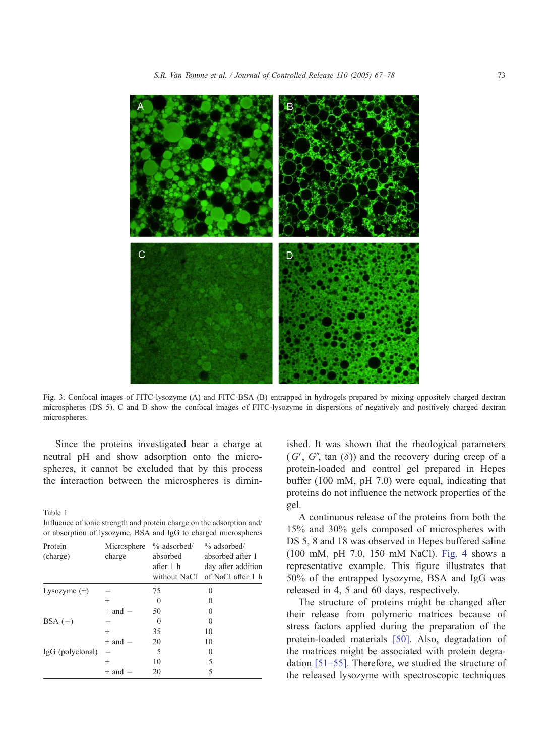Fig. 3. Confocal images of FITC-lysozyme (A) and FITC-BSA (B) entrapped in hydrogels prepared by mixing oppositely charged dextran microspheres (DS 5). C and D show the confocal images of FITC-lysozyme in dispersions of negatively and positively charged dextran microspheres.

Since the proteins investigated bear a charge at neutral pH and show adsorption onto the microspheres, it cannot be excluded that by this process the interaction between the microspheres is diminished. It was shown that the rheological parameters ($G'$, $G''$, tan ($\delta$)) and the recovery during creep of a protein-loaded and control gel prepared in Hepes buffer (100 mM, pH 7.0) were equal, indicating that proteins do not influence the network properties of the gel.

Table 1
Influence of ionic strength and protein charge on the adsorption and/or absorption of lysozyme, BSA and IgG to charged microspheres

| Protein (charge) | Microsphere charge | % adsorbed/absorbed after 1 h without NaCl | % adsorbed/absorbed after 1 day after addition of NaCl after 1 h |
|---|---|---|---|
| Lysozyme (+) | − | 75 | 0 |
| | + | 0 | 0 |
| | + and − | 50 | 0 |
| BSA (−) | − | 0 | 0 |
| | + | 35 | 10 |
| | + and − | 20 | 10 |
| IgG (polyclonal) | − | 5 | 0 |
| | + | 10 | 5 |
| | + and − | 20 | 5 |

A continuous release of the proteins from both the 15% and 30% gels composed of microspheres with DS 5, 8 and 18 was observed in Hepes buffered saline (100 mM, pH 7.0, 150 mM NaCl). Fig. 4 shows a representative example. This figure illustrates that 50% of the entrapped lysozyme, BSA and IgG was released in 4, 5 and 60 days, respectively.

The structure of proteins might be changed after their release from polymeric matrices because of stress factors applied during the preparation of the protein-loaded materials [50]. Also, degradation of the matrices might be associated with protein degradation [51–55]. Therefore, we studied the structure of the released lysozyme with spectroscopic techniques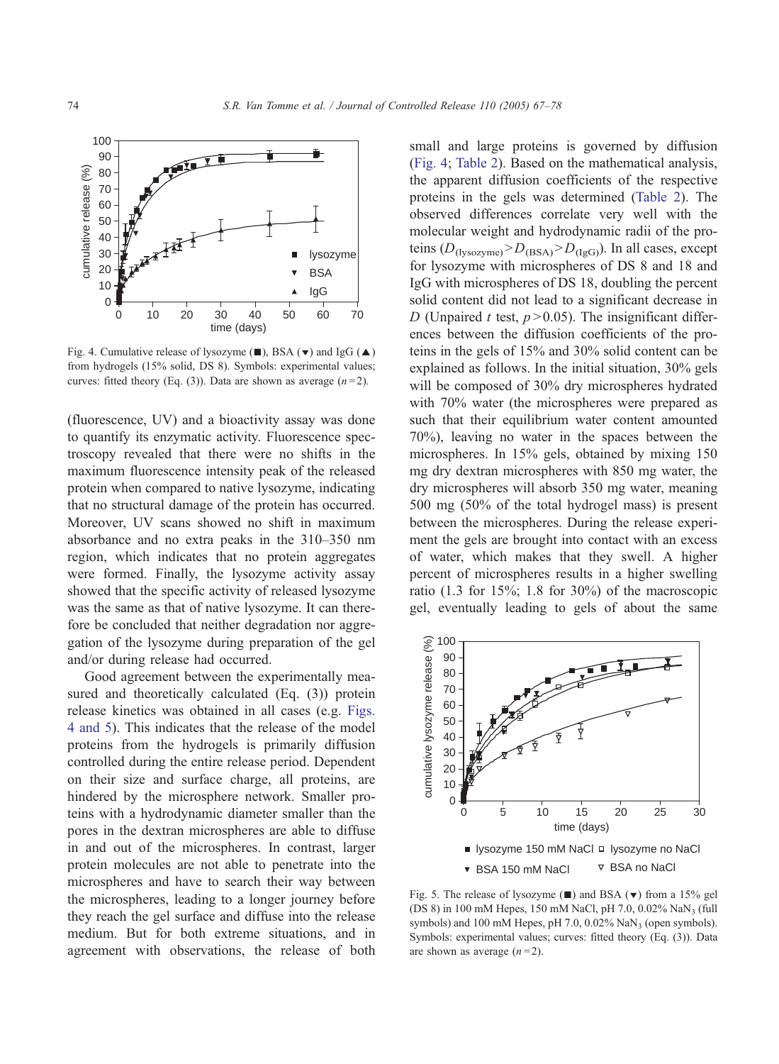Fig. 4. Cumulative release of lysozyme (■), BSA (▼) and IgG (▲) from hydrogels (15% solid, DS 8). Symbols: experimental values; curves: fitted theory (Eq. (3)). Data are shown as average ($n = 2$).

(fluorescence, UV) and a bioactivity assay was done to quantify its enzymatic activity. Fluorescence spectroscopy revealed that there were no shifts in the maximum fluorescence intensity peak of the released protein when compared to native lysozyme, indicating that no structural damage of the protein has occurred. Moreover, UV scans showed no shift in maximum absorbance and no extra peaks in the 310–350 nm region, which indicates that no protein aggregates were formed. Finally, the lysozyme activity assay showed that the specific activity of released lysozyme was the same as that of native lysozyme. It can therefore be concluded that neither degradation nor aggregation of the lysozyme during preparation of the gel and/or during release had occurred.

Good agreement between the experimentally measured and theoretically calculated (Eq. (3)) protein release kinetics was obtained in all cases (e.g. Figs. 4 and 5). This indicates that the release of the model proteins from the hydrogels is primarily diffusion controlled during the entire release period. Dependent on their size and surface charge, all proteins, are hindered by the microsphere network. Smaller proteins with a hydrodynamic diameter smaller than the pores in the dextran microspheres are able to diffuse in and out of the microspheres. In contrast, larger protein molecules are not able to penetrate into the microspheres and have to search their way between the microspheres, leading to a longer journey before they reach the gel surface and diffuse into the release medium. But for both extreme situations, and in agreement with observations, the release of both small and large proteins is governed by diffusion (Fig. 4; Table 2). Based on the mathematical analysis, the apparent diffusion coefficients of the respective proteins in the gels was determined (Table 2). The observed differences correlate very well with the molecular weight and hydrodynamic radii of the proteins ($D_{(\text{lysozyme})} > D_{(\text{BSA})} > D_{(\text{IgG})}$). In all cases, except for lysozyme with microspheres of DS 8 and 18 and IgG with microspheres of DS 18, doubling the percent solid content did not lead to a significant decrease in $D$ (Unpaired $t$ test, $p > 0.05$). The insignificant differences between the diffusion coefficients of the proteins in the gels of 15% and 30% solid content can be explained as follows. In the initial situation, 30% gels will be composed of 30% dry microspheres hydrated with 70% water (the microspheres were prepared as such that their equilibrium water content amounted 70%), leaving no water in the spaces between the microspheres. In 15% gels, obtained by mixing 150 mg dry dextran microspheres with 850 mg water, the dry microspheres will absorb 350 mg water, meaning 500 mg (50% of the total hydrogel mass) is present between the microspheres. During the release experiment the gels are brought into contact with an excess of water, which makes that they swell. A higher percent of microspheres results in a higher swelling ratio (1.3 for 15%; 1.8 for 30%) of the macroscopic gel, eventually leading to gels of about the same

Fig. 5. The release of lysozyme (■) and BSA (▼) from a 15% gel (DS 8) in 100 mM Hepes, 150 mM NaCl, pH 7.0, 0.02% $NaN_3$ (full symbols) and 100 mM Hepes, pH 7.0, 0.02% $NaN_3$ (open symbols). Symbols: experimental values; curves: fitted theory (Eq. (3)). Data are shown as average ($n = 2$).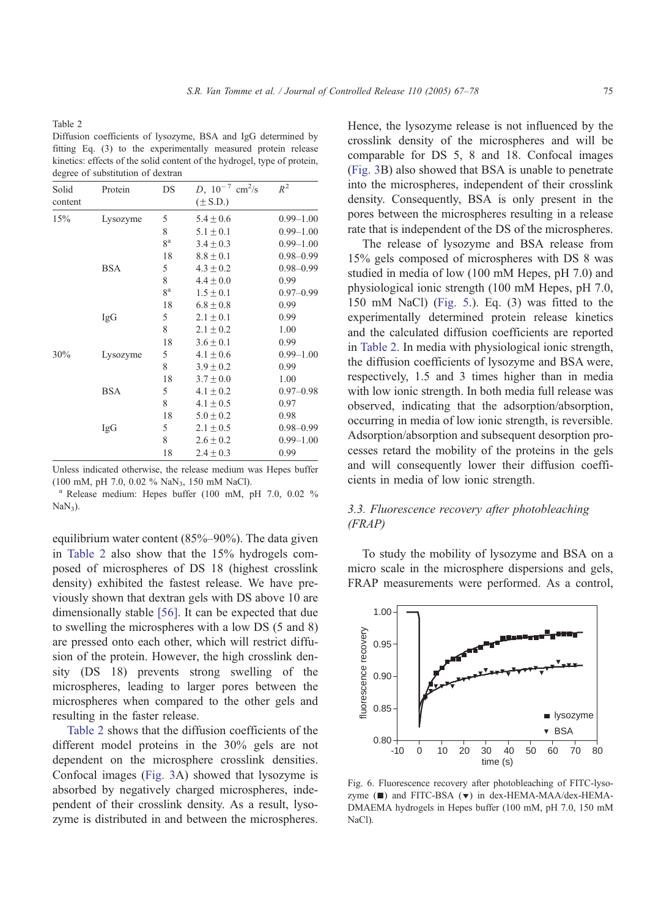Table 2
Diffusion coefficients of lysozyme, BSA and IgG determined by fitting Eq. (3) to the experimentally measured protein release kinetics: effects of the solid content of the hydrogel, type of protein, degree of substitution of dextran

| Solid content | Protein | DS | $D$, $10^{-7}$ cm$^2$/s (± S.D.) | $R^2$ |
|---|---|---|---|---|
| 15% | Lysozyme | 5 | 5.4 ± 0.6 | 0.99–1.00 |
| | | 8 | 5.1 ± 0.1 | 0.99–1.00 |
| | | 8[a] | 3.4 ± 0.3 | 0.99–1.00 |
| | | 18 | 8.8 ± 0.1 | 0.98–0.99 |
| | BSA | 5 | 4.3 ± 0.2 | 0.98–0.99 |
| | | 8 | 4.4 ± 0.0 | 0.99 |
| | | 8[a] | 1.5 ± 0.1 | 0.97–0.99 |
| | | 18 | 6.8 ± 0.8 | 0.99 |
| | IgG | 5 | 2.1 ± 0.1 | 0.99 |
| | | 8 | 2.1 ± 0.2 | 1.00 |
| | | 18 | 3.6 ± 0.1 | 0.99 |
| 30% | Lysozyme | 5 | 4.1 ± 0.6 | 0.99–1.00 |
| | | 8 | 3.9 ± 0.2 | 0.99 |
| | | 18 | 3.7 ± 0.0 | 1.00 |
| | BSA | 5 | 4.1 ± 0.2 | 0.97–0.98 |
| | | 8 | 4.1 ± 0.5 | 0.97 |
| | | 18 | 5.0 ± 0.2 | 0.98 |
| | IgG | 5 | 2.1 ± 0.5 | 0.98–0.99 |
| | | 8 | 2.6 ± 0.2 | 0.99–1.00 |
| | | 18 | 2.4 ± 0.3 | 0.99 |

Unless indicated otherwise, the release medium was Hepes buffer (100 mM, pH 7.0, 0.02 % $NaN_3$, 150 mM NaCl).

[a] Release medium: Hepes buffer (100 mM, pH 7.0, 0.02 % $NaN_3$).

equilibrium water content (85%–90%). The data given in Table 2 also show that the 15% hydrogels composed of microspheres of DS 18 (highest crosslink density) exhibited the fastest release. We have previously shown that dextran gels with DS above 10 are dimensionally stable [56]. It can be expected that due to swelling the microspheres with a low DS (5 and 8) are pressed onto each other, which will restrict diffusion of the protein. However, the high crosslink density (DS 18) prevents strong swelling of the microspheres, leading to larger pores between the microspheres when compared to the other gels and resulting in the faster release.

Table 2 shows that the diffusion coefficients of the different model proteins in the 30% gels are not dependent on the microsphere crosslink densities. Confocal images (Fig. 3A) showed that lysozyme is absorbed by negatively charged microspheres, independent of their crosslink density. As a result, lysozyme is distributed in and between the microspheres. Hence, the lysozyme release is not influenced by the crosslink density of the microspheres and will be comparable for DS 5, 8 and 18. Confocal images (Fig. 3B) also showed that BSA is unable to penetrate into the microspheres, independent of their crosslink density. Consequently, BSA is only present in the pores between the microspheres resulting in a release rate that is independent of the DS of the microspheres.

The release of lysozyme and BSA release from 15% gels composed of microspheres with DS 8 was studied in media of low (100 mM Hepes, pH 7.0) and physiological ionic strength (100 mM Hepes, pH 7.0, 150 mM NaCl) (Fig. 5.). Eq. (3) was fitted to the experimentally determined protein release kinetics and the calculated diffusion coefficients are reported in Table 2. In media with physiological ionic strength, the diffusion coefficients of lysozyme and BSA were, respectively, 1.5 and 3 times higher than in media with low ionic strength. In both media full release was observed, indicating that the adsorption/absorption, occurring in media of low ionic strength, is reversible. Adsorption/absorption and subsequent desorption processes retard the mobility of the proteins in the gels and will consequently lower their diffusion coefficients in media of low ionic strength.

### 3.3. Fluorescence recovery after photobleaching (FRAP)

To study the mobility of lysozyme and BSA on a micro scale in the microsphere dispersions and gels, FRAP measurements were performed. As a control,

Fig. 6. Fluorescence recovery after photobleaching of FITC-lysozyme (■) and FITC-BSA (▼) in dex-HEMA-MAA/dex-HEMA-DMAEMA hydrogels in Hepes buffer (100 mM, pH 7.0, 150 mM NaCl).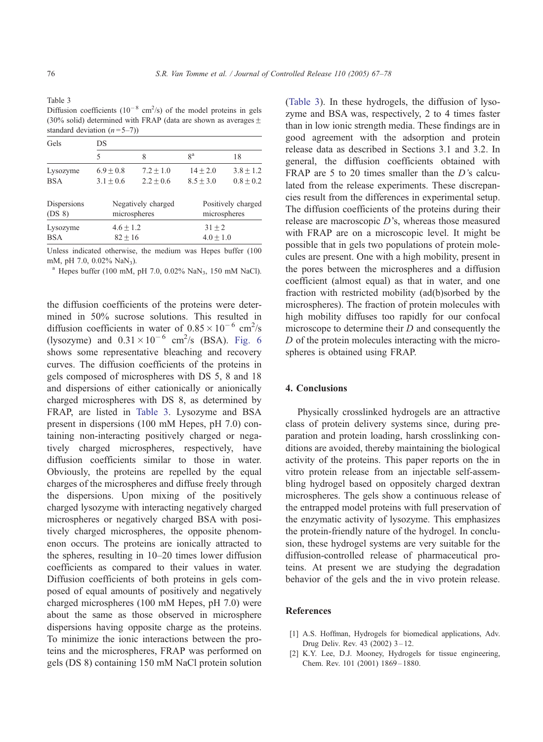Table 3
Diffusion coefficients ($10^{-8}$ cm$^2$/s) of the model proteins in gels (30% solid) determined with FRAP (data are shown as averages ± standard deviation ($n$ = 5–7))

| Gels | DS | | | |
|---|---|---|---|---|
| | 5 | 8 | 8[a] | 18 |
| Lysozyme | 6.9 ± 0.8 | 7.2 ± 1.0 | 14 ± 2.0 | 3.8 ± 1.2 |
| BSA | 3.1 ± 0.6 | 2.2 ± 0.6 | 8.5 ± 3.0 | 0.8 ± 0.2 |

| Dispersions (DS 8) | Negatively charged microspheres | Positively charged microspheres |
|---|---|---|
| Lysozyme | 4.6 ± 1.2 | 31 ± 2 |
| BSA | 82 ± 16 | 4.0 ± 1.0 |

Unless indicated otherwise, the medium was Hepes buffer (100 mM, pH 7.0, 0.02% $NaN_3$).

[a] Hepes buffer (100 mM, pH 7.0, 0.02% $NaN_3$, 150 mM NaCl).

the diffusion coefficients of the proteins were determined in 50% sucrose solutions. This resulted in diffusion coefficients in water of $0.85 \times 10^{-6}$ cm$^2$/s (lysozyme) and $0.31 \times 10^{-6}$ cm$^2$/s (BSA). Fig. 6 shows some representative bleaching and recovery curves. The diffusion coefficients of the proteins in gels composed of microspheres with DS 5, 8 and 18 and dispersions of either cationically or anionically charged microspheres with DS 8, as determined by FRAP, are listed in Table 3. Lysozyme and BSA present in dispersions (100 mM Hepes, pH 7.0) containing non-interacting positively charged or negatively charged microspheres, respectively, have diffusion coefficients similar to those in water. Obviously, the proteins are repelled by the equal charges of the microspheres and diffuse freely through the dispersions. Upon mixing of the positively charged lysozyme with interacting negatively charged microspheres or negatively charged BSA with positively charged microspheres, the opposite phenomenon occurs. The proteins are ionically attracted to the spheres, resulting in 10–20 times lower diffusion coefficients as compared to their values in water. Diffusion coefficients of both proteins in gels composed of equal amounts of positively and negatively charged microspheres (100 mM Hepes, pH 7.0) were about the same as those observed in microsphere dispersions having opposite charge as the proteins. To minimize the ionic interactions between the proteins and the microspheres, FRAP was performed on gels (DS 8) containing 150 mM NaCl protein solution (Table 3). In these hydrogels, the diffusion of lysozyme and BSA was, respectively, 2 to 4 times faster than in low ionic strength media. These findings are in good agreement with the adsorption and protein release data as described in Sections 3.1 and 3.2. In general, the diffusion coefficients obtained with FRAP are 5 to 20 times smaller than the $D$'s calculated from the release experiments. These discrepancies result from the differences in experimental setup. The diffusion coefficients of the proteins during their release are macroscopic $D$'s, whereas those measured with FRAP are on a microscopic level. It might be possible that in gels two populations of protein molecules are present. One with a high mobility, present in the pores between the microspheres and a diffusion coefficient (almost equal) as that in water, and one fraction with restricted mobility (ad(b)sorbed by the microspheres). The fraction of protein molecules with high mobility diffuses too rapidly for our confocal microscope to determine their $D$ and consequently the $D$ of the protein molecules interacting with the microspheres is obtained using FRAP.

## 4. Conclusions

Physically crosslinked hydrogels are an attractive class of protein delivery systems since, during preparation and protein loading, harsh crosslinking conditions are avoided, thereby maintaining the biological activity of the proteins. This paper reports on the in vitro protein release from an injectable self-assembling hydrogel based on oppositely charged dextran microspheres. The gels show a continuous release of the entrapped model proteins with full preservation of the enzymatic activity of lysozyme. This emphasizes the protein-friendly nature of the hydrogel. In conclusion, these hydrogel systems are very suitable for the diffusion-controlled release of pharmaceutical proteins. At present we are studying the degradation behavior of the gels and the in vivo protein release.

## References

[1] A.S. Hoffman, Hydrogels for biomedical applications, Adv. Drug Deliv. Rev. 43 (2002) 3–12.

[2] K.Y. Lee, D.J. Mooney, Hydrogels for tissue engineering, Chem. Rev. 101 (2001) 1869–1880.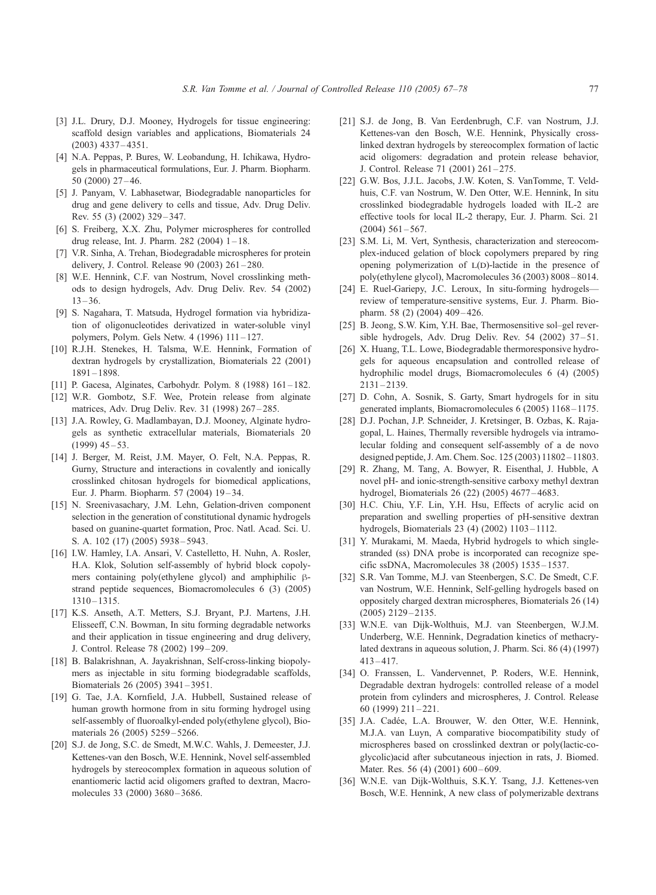[3] J.L. Drury, D.J. Mooney, Hydrogels for tissue engineering: scaffold design variables and applications, Biomaterials 24 (2003) 4337–4351.

[4] N.A. Peppas, P. Bures, W. Leobandung, H. Ichikawa, Hydrogels in pharmaceutical formulations, Eur. J. Pharm. Biopharm. 50 (2000) 27–46.

[5] J. Panyam, V. Labhasetwar, Biodegradable nanoparticles for drug and gene delivery to cells and tissue, Adv. Drug Deliv. Rev. 55 (3) (2002) 329–347.

[6] S. Freiberg, X.X. Zhu, Polymer microspheres for controlled drug release, Int. J. Pharm. 282 (2004) 1–18.

[7] V.R. Sinha, A. Trehan, Biodegradable microspheres for protein delivery, J. Control. Release 90 (2003) 261–280.

[8] W.E. Hennink, C.F. van Nostrum, Novel crosslinking methods to design hydrogels, Adv. Drug Deliv. Rev. 54 (2002) 13–36.

[9] S. Nagahara, T. Matsuda, Hydrogel formation via hybridization of oligonucleotides derivatized in water-soluble vinyl polymers, Polym. Gels Netw. 4 (1996) 111–127.

[10] R.J.H. Stenekes, H. Talsma, W.E. Hennink, Formation of dextran hydrogels by crystallization, Biomaterials 22 (2001) 1891–1898.

[11] P. Gacesa, Alginates, Carbohydr. Polym. 8 (1988) 161–182.

[12] W.R. Gombotz, S.F. Wee, Protein release from alginate matrices, Adv. Drug Deliv. Rev. 31 (1998) 267–285.

[13] J.A. Rowley, G. Madlambayan, D.J. Mooney, Alginate hydrogels as synthetic extracellular materials, Biomaterials 20 (1999) 45–53.

[14] J. Berger, M. Reist, J.M. Mayer, O. Felt, N.A. Peppas, R. Gurny, Structure and interactions in covalently and ionically crosslinked chitosan hydrogels for biomedical applications, Eur. J. Pharm. Biopharm. 57 (2004) 19–34.

[15] N. Sreenivasachary, J.M. Lehn, Gelation-driven component selection in the generation of constitutional dynamic hydrogels based on guanine-quartet formation, Proc. Natl. Acad. Sci. U. S. A. 102 (17) (2005) 5938–5943.

[16] I.W. Hamley, I.A. Ansari, V. Castelletto, H. Nuhn, A. Rosler, H.A. Klok, Solution self-assembly of hybrid block copolymers containing poly(ethylene glycol) and amphiphilic β-strand peptide sequences, Biomacromolecules 6 (3) (2005) 1310–1315.

[17] K.S. Anseth, A.T. Metters, S.J. Bryant, P.J. Martens, J.H. Elisseeff, C.N. Bowman, In situ forming degradable networks and their application in tissue engineering and drug delivery, J. Control. Release 78 (2002) 199–209.

[18] B. Balakrishnan, A. Jayakrishnan, Self-cross-linking biopolymers as injectable in situ forming biodegradable scaffolds, Biomaterials 26 (2005) 3941–3951.

[19] G. Tae, J.A. Kornfield, J.A. Hubbell, Sustained release of human growth hormone from in situ forming hydrogel using self-assembly of fluoroalkyl-ended poly(ethylene glycol), Biomaterials 26 (2005) 5259–5266.

[20] S.J. de Jong, S.C. de Smedt, M.W.C. Wahls, J. Demeester, J.J. Kettenes-van den Bosch, W.E. Hennink, Novel self-assembled hydrogels by stereocomplex formation in aqueous solution of enantiomeric lactid acid oligomers grafted to dextran, Macromolecules 33 (2000) 3680–3686.

[21] S.J. de Jong, B. Van Eerdenbrugh, C.F. van Nostrum, J.J. Kettenes-van den Bosch, W.E. Hennink, Physically crosslinked dextran hydrogels by stereocomplex formation of lactic acid oligomers: degradation and protein release behavior, J. Control. Release 71 (2001) 261–275.

[22] G.W. Bos, J.J.L. Jacobs, J.W. Koten, S. VanTomme, T. Veldhuis, C.F. van Nostrum, W. Den Otter, W.E. Hennink, In situ crosslinked biodegradable hydrogels loaded with IL-2 are effective tools for local IL-2 therapy, Eur. J. Pharm. Sci. 21 (2004) 561–567.

[23] S.M. Li, M. Vert, Synthesis, characterization and stereocomplex-induced gelation of block copolymers prepared by ring opening polymerization of L(D)-lactide in the presence of poly(ethylene glycol), Macromolecules 36 (2003) 8008–8014.

[24] E. Ruel-Gariepy, J.C. Leroux, In situ-forming hydrogels—review of temperature-sensitive systems, Eur. J. Pharm. Biopharm. 58 (2) (2004) 409–426.

[25] B. Jeong, S.W. Kim, Y.H. Bae, Thermosensitive sol–gel reversible hydrogels, Adv. Drug Deliv. Rev. 54 (2002) 37–51.

[26] X. Huang, T.L. Lowe, Biodegradable thermoresponsive hydrogels for aqueous encapsulation and controlled release of hydrophilic model drugs, Biomacromolecules 6 (4) (2005) 2131–2139.

[27] D. Cohn, A. Sosnik, S. Garty, Smart hydrogels for in situ generated implants, Biomacromolecules 6 (2005) 1168–1175.

[28] D.J. Pochan, J.P. Schneider, J. Kretsinger, B. Ozbas, K. Rajagopal, L. Haines, Thermally reversible hydrogels via intramolecular folding and consequent self-assembly of a de novo designed peptide, J. Am. Chem. Soc. 125 (2003) 11802–11803.

[29] R. Zhang, M. Tang, A. Bowyer, R. Eisenthal, J. Hubble, A novel pH- and ionic-strength-sensitive carboxy methyl dextran hydrogel, Biomaterials 26 (22) (2005) 4677–4683.

[30] H.C. Chiu, Y.F. Lin, Y.H. Hsu, Effects of acrylic acid on preparation and swelling properties of pH-sensitive dextran hydrogels, Biomaterials 23 (4) (2002) 1103–1112.

[31] Y. Murakami, M. Maeda, Hybrid hydrogels to which single-stranded (ss) DNA probe is incorporated can recognize specific ssDNA, Macromolecules 38 (2005) 1535–1537.

[32] S.R. Van Tomme, M.J. van Steenbergen, S.C. De Smedt, C.F. van Nostrum, W.E. Hennink, Self-gelling hydrogels based on oppositely charged dextran microspheres, Biomaterials 26 (14) (2005) 2129–2135.

[33] W.N.E. van Dijk-Wolthuis, M.J. van Steenbergen, W.J.M. Underberg, W.E. Hennink, Degradation kinetics of methacrylated dextrans in aqueous solution, J. Pharm. Sci. 86 (4) (1997) 413–417.

[34] O. Franssen, L. Vandervennet, P. Roders, W.E. Hennink, Degradable dextran hydrogels: controlled release of a model protein from cylinders and microspheres, J. Control. Release 60 (1999) 211–221.

[35] J.A. Cadée, L.A. Brouwer, W. den Otter, W.E. Hennink, M.J.A. van Luyn, A comparative biocompatibility study of microspheres based on crosslinked dextran or poly(lactic-co-glycolic)acid after subcutaneous injection in rats, J. Biomed. Mater. Res. 56 (4) (2001) 600–609.

[36] W.N.E. van Dijk-Wolthuis, S.K.Y. Tsang, J.J. Kettenes-ven Bosch, W.E. Hennink, A new class of polymerizable dextrans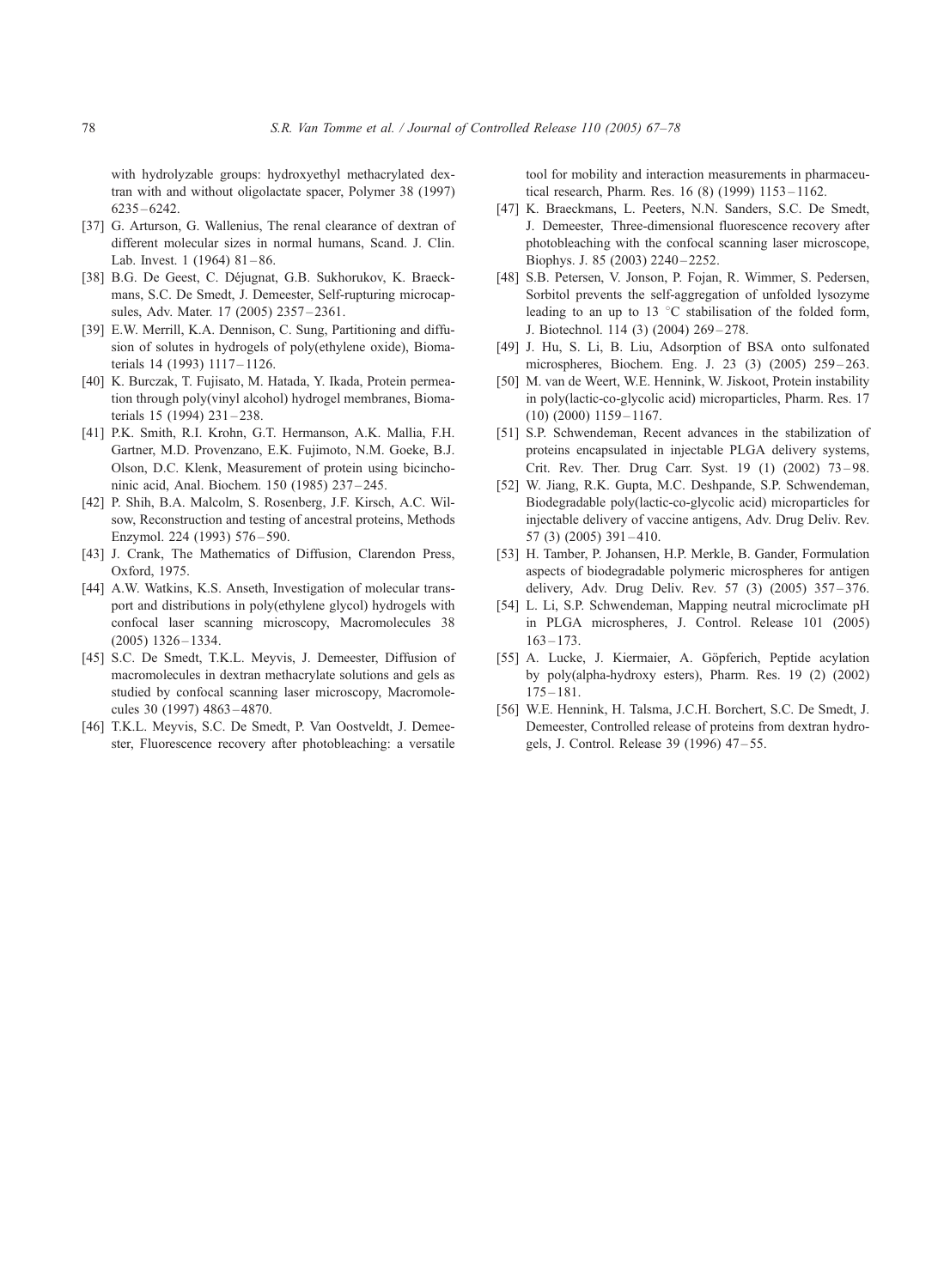with hydrolyzable groups: hydroxyethyl methacrylated dextran with and without oligolactate spacer, Polymer 38 (1997) 6235–6242.

[37] G. Arturson, G. Wallenius, The renal clearance of dextran of different molecular sizes in normal humans, Scand. J. Clin. Lab. Invest. 1 (1964) 81–86.

[38] B.G. De Geest, C. Déjugnat, G.B. Sukhorukov, K. Braeckmans, S.C. De Smedt, J. Demeester, Self-rupturing microcapsules, Adv. Mater. 17 (2005) 2357–2361.

[39] E.W. Merrill, K.A. Dennison, C. Sung, Partitioning and diffusion of solutes in hydrogels of poly(ethylene oxide), Biomaterials 14 (1993) 1117–1126.

[40] K. Burczak, T. Fujisato, M. Hatada, Y. Ikada, Protein permeation through poly(vinyl alcohol) hydrogel membranes, Biomaterials 15 (1994) 231–238.

[41] P.K. Smith, R.I. Krohn, G.T. Hermanson, A.K. Mallia, F.H. Gartner, M.D. Provenzano, E.K. Fujimoto, N.M. Goeke, B.J. Olson, D.C. Klenk, Measurement of protein using bicinchoninic acid, Anal. Biochem. 150 (1985) 237–245.

[42] P. Shih, B.A. Malcolm, S. Rosenberg, J.F. Kirsch, A.C. Wilsow, Reconstruction and testing of ancestral proteins, Methods Enzymol. 224 (1993) 576–590.

[43] J. Crank, The Mathematics of Diffusion, Clarendon Press, Oxford, 1975.

[44] A.W. Watkins, K.S. Anseth, Investigation of molecular transport and distributions in poly(ethylene glycol) hydrogels with confocal laser scanning microscopy, Macromolecules 38 (2005) 1326–1334.

[45] S.C. De Smedt, T.K.L. Meyvis, J. Demeester, Diffusion of macromolecules in dextran methacrylate solutions and gels as studied by confocal scanning laser microscopy, Macromolecules 30 (1997) 4863–4870.

[46] T.K.L. Meyvis, S.C. De Smedt, P. Van Oostveldt, J. Demeester, Fluorescence recovery after photobleaching: a versatile tool for mobility and interaction measurements in pharmaceutical research, Pharm. Res. 16 (8) (1999) 1153–1162.

[47] K. Braeckmans, L. Peeters, N.N. Sanders, S.C. De Smedt, J. Demeester, Three-dimensional fluorescence recovery after photobleaching with the confocal scanning laser microscope, Biophys. J. 85 (2003) 2240–2252.

[48] S.B. Petersen, V. Jonson, P. Fojan, R. Wimmer, S. Pedersen, Sorbitol prevents the self-aggregation of unfolded lysozyme leading to an up to 13 °C stabilisation of the folded form, J. Biotechnol. 114 (3) (2004) 269–278.

[49] J. Hu, S. Li, B. Liu, Adsorption of BSA onto sulfonated microspheres, Biochem. Eng. J. 23 (3) (2005) 259–263.

[50] M. van de Weert, W.E. Hennink, W. Jiskoot, Protein instability in poly(lactic-co-glycolic acid) microparticles, Pharm. Res. 17 (10) (2000) 1159–1167.

[51] S.P. Schwendeman, Recent advances in the stabilization of proteins encapsulated in injectable PLGA delivery systems, Crit. Rev. Ther. Drug Carr. Syst. 19 (1) (2002) 73–98.

[52] W. Jiang, R.K. Gupta, M.C. Deshpande, S.P. Schwendeman, Biodegradable poly(lactic-co-glycolic acid) microparticles for injectable delivery of vaccine antigens, Adv. Drug Deliv. Rev. 57 (3) (2005) 391–410.

[53] H. Tamber, P. Johansen, H.P. Merkle, B. Gander, Formulation aspects of biodegradable polymeric microspheres for antigen delivery, Adv. Drug Deliv. Rev. 57 (3) (2005) 357–376.

[54] L. Li, S.P. Schwendeman, Mapping neutral microclimate pH in PLGA microspheres, J. Control. Release 101 (2005) 163–173.

[55] A. Lucke, J. Kiermaier, A. Göpferich, Peptide acylation by poly(alpha-hydroxy esters), Pharm. Res. 19 (2) (2002) 175–181.

[56] W.E. Hennink, H. Talsma, J.C.H. Borchert, S.C. De Smedt, J. Demeester, Controlled release of proteins from dextran hydrogels, J. Control. Release 39 (1996) 47–55.